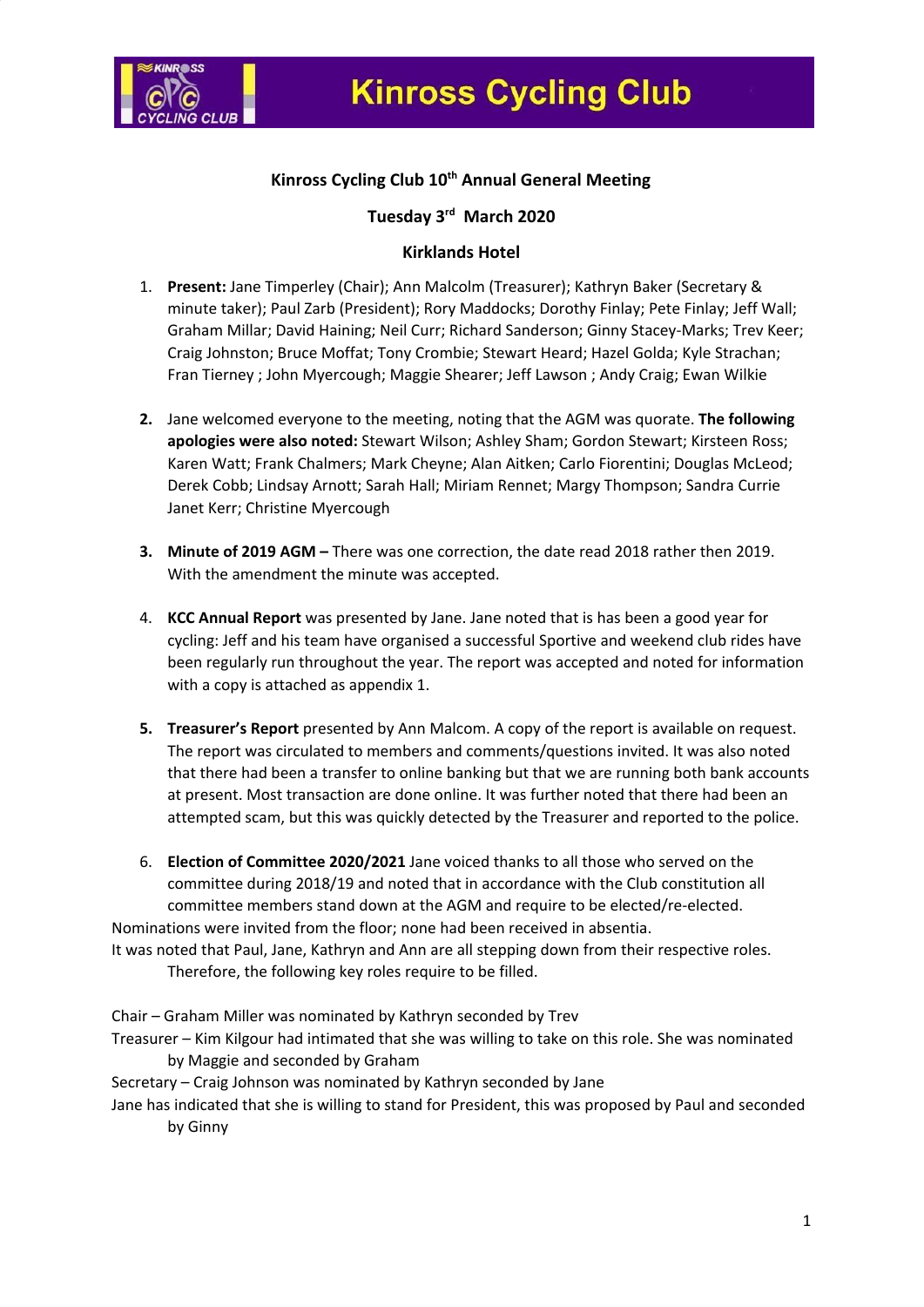# Kinross Cycling Club

**Kinross Cycling Club 10th Annual General Meeting**

**Tuesday 3rd March 2020**

**Kirklands Hotel**

1. **Present:** Jane Timperley (Chair); Ann Malcolm (Treasurer); Kathryn Baker (Secretary & minute taker); Paul Zarb (President); Rory Maddocks; Dorothy Finlay; Pete Finlay; Jeff Wall; Graham Millar; David Haining; Neil Curr; Richard Sanderson; Ginny Stacey-Marks; Trev Keer; Craig Johnston; Bruce Moffat; Tony Crombie; Stewart Heard; Hazel Golda; Kyle Strachan; Fran Tierney ; John Myercough; Maggie Shearer; Jeff Lawson ; Andy Craig; Ewan Wilkie

2. Jane welcomed everyone to the meeting, noting that the AGM was quorate. **The following apologies were also noted:** Stewart Wilson; Ashley Sham; Gordon Stewart; Kirsteen Ross; Karen Watt; Frank Chalmers; Mark Cheyne; Alan Aitken; Carlo Fiorentini; Douglas McLeod; Derek Cobb; Lindsay Arnott; Sarah Hall; Miriam Rennet; Margy Thompson; Sandra Currie Janet Kerr; Christine Myercough

3. **Minute of 2019 AGM –** There was one correction, the date read 2018 rather then 2019. With the amendment the minute was accepted.

4. **KCC Annual Report** was presented by Jane. Jane noted that is has been a good year for cycling: Jeff and his team have organised a successful Sportive and weekend club rides have been regularly run throughout the year. The report was accepted and noted for information with a copy is attached as appendix 1.

5. **Treasurer's Report** presented by Ann Malcom. A copy of the report is available on request. The report was circulated to members and comments/questions invited. It was also noted that there had been a transfer to online banking but that we are running both bank accounts at present. Most transaction are done online. It was further noted that there had been an attempted scam, but this was quickly detected by the Treasurer and reported to the police.

6. **Election of Committee 2020/2021** Jane voiced thanks to all those who served on the committee during 2018/19 and noted that in accordance with the Club constitution all committee members stand down at the AGM and require to be elected/re-elected.

Nominations were invited from the floor; none had been received in absentia.

It was noted that Paul, Jane, Kathryn and Ann are all stepping down from their respective roles. Therefore, the following key roles require to be filled.

Chair – Graham Miller was nominated by Kathryn seconded by Trev

Treasurer – Kim Kilgour had intimated that she was willing to take on this role. She was nominated by Maggie and seconded by Graham

Secretary – Craig Johnson was nominated by Kathryn seconded by Jane

Jane has indicated that she is willing to stand for President, this was proposed by Paul and seconded by Ginny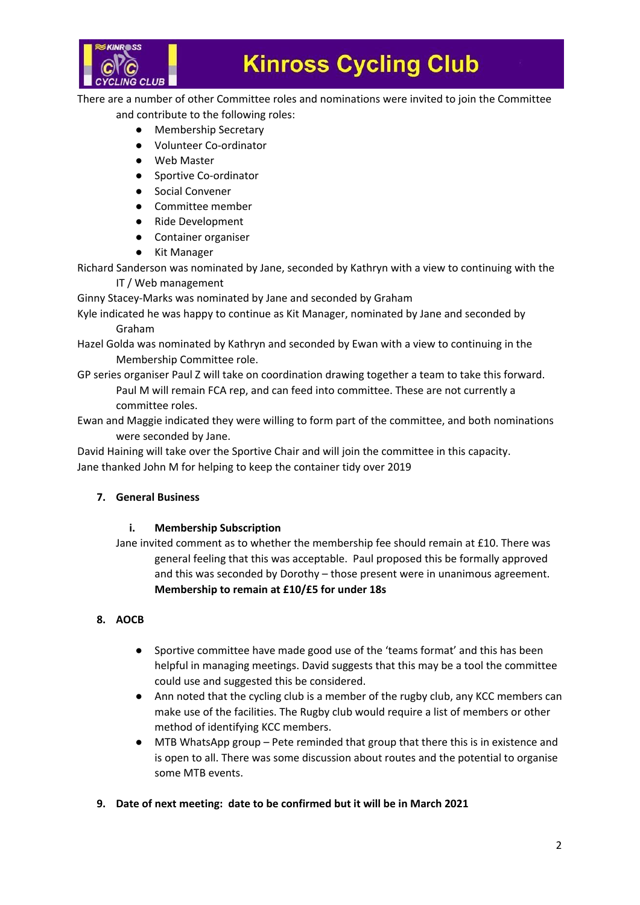There are a number of other Committee roles and nominations were invited to join the Committee and contribute to the following roles:

- Membership Secretary
- Volunteer Co-ordinator
- Web Master
- Sportive Co-ordinator
- Social Convener
- Committee member
- Ride Development
- Container organiser
- Kit Manager

Richard Sanderson was nominated by Jane, seconded by Kathryn with a view to continuing with the IT / Web management

Ginny Stacey-Marks was nominated by Jane and seconded by Graham

Kyle indicated he was happy to continue as Kit Manager, nominated by Jane and seconded by Graham

Hazel Golda was nominated by Kathryn and seconded by Ewan with a view to continuing in the Membership Committee role.

GP series organiser Paul Z will take on coordination drawing together a team to take this forward. Paul M will remain FCA rep, and can feed into committee. These are not currently a committee roles.

Ewan and Maggie indicated they were willing to form part of the committee, and both nominations were seconded by Jane.

David Haining will take over the Sportive Chair and will join the committee in this capacity.

Jane thanked John M for helping to keep the container tidy over 2019

## 7. General Business

### i. Membership Subscription

Jane invited comment as to whether the membership fee should remain at £10. There was general feeling that this was acceptable. Paul proposed this be formally approved and this was seconded by Dorothy – those present were in unanimous agreement. **Membership to remain at £10/£5 for under 18s**

## 8. AOCB

- Sportive committee have made good use of the 'teams format' and this has been helpful in managing meetings. David suggests that this may be a tool the committee could use and suggested this be considered.
- Ann noted that the cycling club is a member of the rugby club, any KCC members can make use of the facilities. The Rugby club would require a list of members or other method of identifying KCC members.
- MTB WhatsApp group – Pete reminded that group that there this is in existence and is open to all. There was some discussion about routes and the potential to organise some MTB events.

## 9. Date of next meeting: date to be confirmed but it will be in March 2021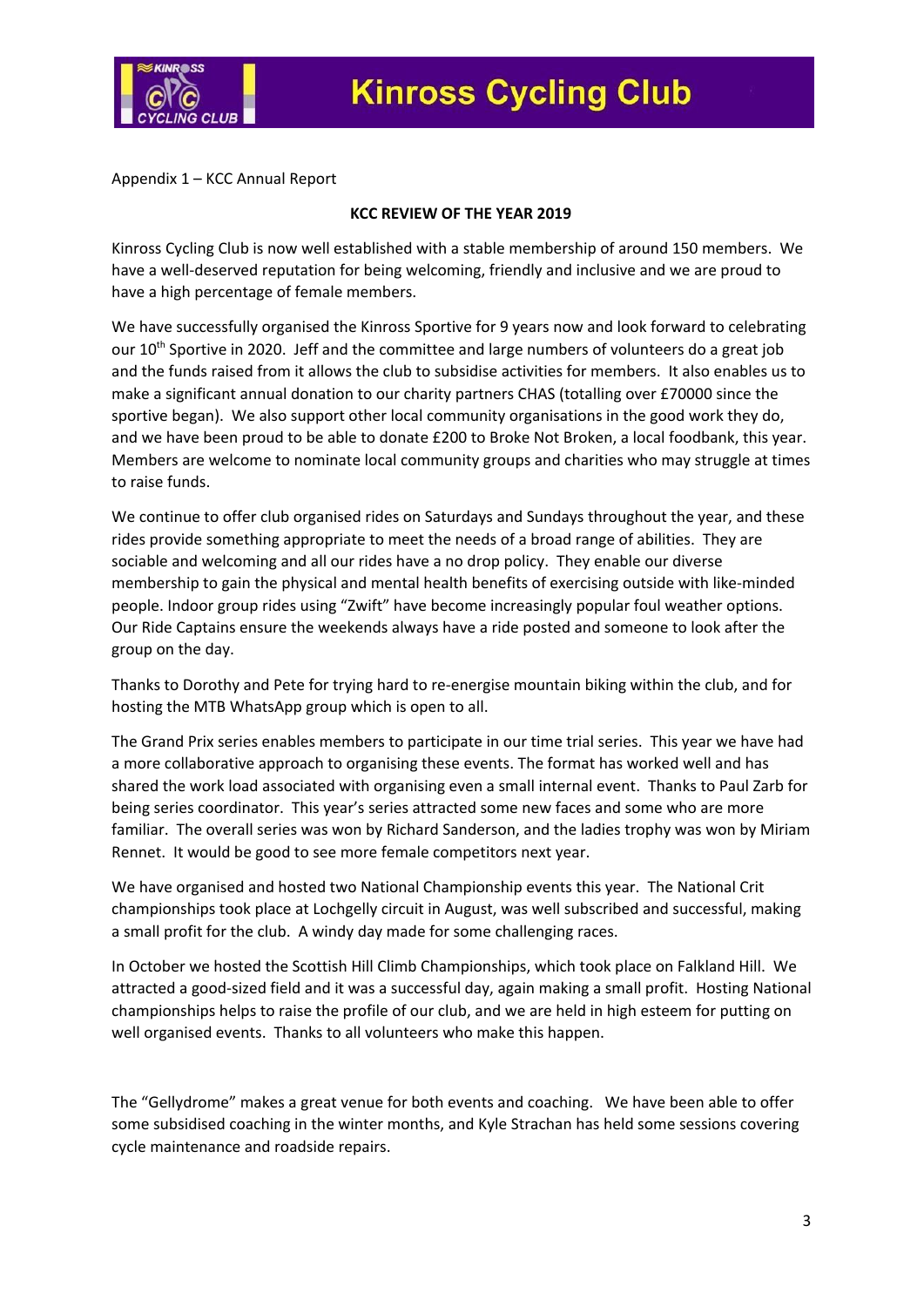Appendix 1 – KCC Annual Report

**KCC REVIEW OF THE YEAR 2019**

Kinross Cycling Club is now well established with a stable membership of around 150 members. We have a well-deserved reputation for being welcoming, friendly and inclusive and we are proud to have a high percentage of female members.

We have successfully organised the Kinross Sportive for 9 years now and look forward to celebrating our 10th Sportive in 2020. Jeff and the committee and large numbers of volunteers do a great job and the funds raised from it allows the club to subsidise activities for members. It also enables us to make a significant annual donation to our charity partners CHAS (totalling over £70000 since the sportive began). We also support other local community organisations in the good work they do, and we have been proud to be able to donate £200 to Broke Not Broken, a local foodbank, this year. Members are welcome to nominate local community groups and charities who may struggle at times to raise funds.

We continue to offer club organised rides on Saturdays and Sundays throughout the year, and these rides provide something appropriate to meet the needs of a broad range of abilities. They are sociable and welcoming and all our rides have a no drop policy. They enable our diverse membership to gain the physical and mental health benefits of exercising outside with like-minded people. Indoor group rides using "Zwift" have become increasingly popular foul weather options. Our Ride Captains ensure the weekends always have a ride posted and someone to look after the group on the day.

Thanks to Dorothy and Pete for trying hard to re-energise mountain biking within the club, and for hosting the MTB WhatsApp group which is open to all.

The Grand Prix series enables members to participate in our time trial series. This year we have had a more collaborative approach to organising these events. The format has worked well and has shared the work load associated with organising even a small internal event. Thanks to Paul Zarb for being series coordinator. This year's series attracted some new faces and some who are more familiar. The overall series was won by Richard Sanderson, and the ladies trophy was won by Miriam Rennet. It would be good to see more female competitors next year.

We have organised and hosted two National Championship events this year. The National Crit championships took place at Lochgelly circuit in August, was well subscribed and successful, making a small profit for the club. A windy day made for some challenging races.

In October we hosted the Scottish Hill Climb Championships, which took place on Falkland Hill. We attracted a good-sized field and it was a successful day, again making a small profit. Hosting National championships helps to raise the profile of our club, and we are held in high esteem for putting on well organised events. Thanks to all volunteers who make this happen.

The "Gellydrome" makes a great venue for both events and coaching. We have been able to offer some subsidised coaching in the winter months, and Kyle Strachan has held some sessions covering cycle maintenance and roadside repairs.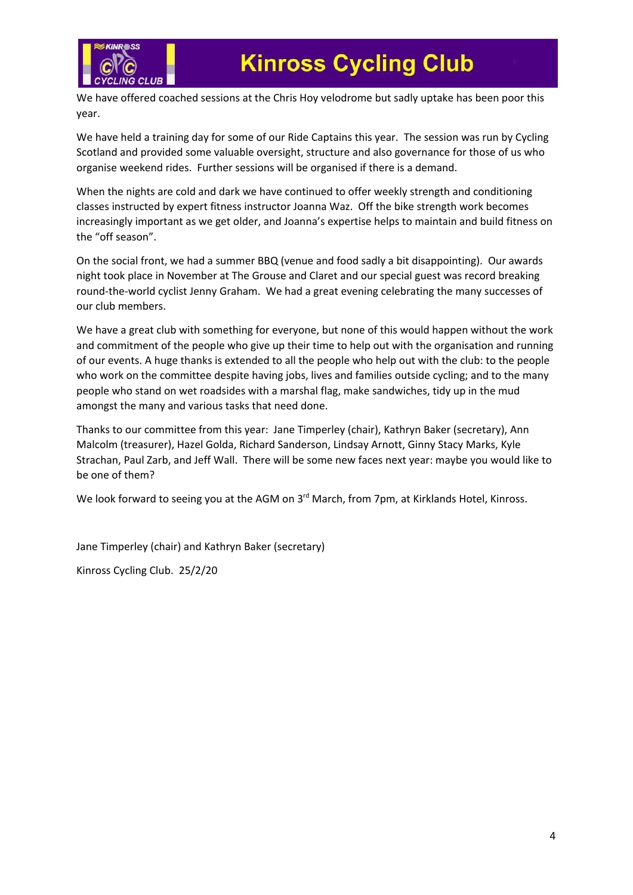We have offered coached sessions at the Chris Hoy velodrome but sadly uptake has been poor this year.

We have held a training day for some of our Ride Captains this year. The session was run by Cycling Scotland and provided some valuable oversight, structure and also governance for those of us who organise weekend rides. Further sessions will be organised if there is a demand.

When the nights are cold and dark we have continued to offer weekly strength and conditioning classes instructed by expert fitness instructor Joanna Waz. Off the bike strength work becomes increasingly important as we get older, and Joanna's expertise helps to maintain and build fitness on the "off season".

On the social front, we had a summer BBQ (venue and food sadly a bit disappointing). Our awards night took place in November at The Grouse and Claret and our special guest was record breaking round-the-world cyclist Jenny Graham. We had a great evening celebrating the many successes of our club members.

We have a great club with something for everyone, but none of this would happen without the work and commitment of the people who give up their time to help out with the organisation and running of our events. A huge thanks is extended to all the people who help out with the club: to the people who work on the committee despite having jobs, lives and families outside cycling; and to the many people who stand on wet roadsides with a marshal flag, make sandwiches, tidy up in the mud amongst the many and various tasks that need done.

Thanks to our committee from this year: Jane Timperley (chair), Kathryn Baker (secretary), Ann Malcolm (treasurer), Hazel Golda, Richard Sanderson, Lindsay Arnott, Ginny Stacy Marks, Kyle Strachan, Paul Zarb, and Jeff Wall. There will be some new faces next year: maybe you would like to be one of them?

We look forward to seeing you at the AGM on 3rd March, from 7pm, at Kirklands Hotel, Kinross.

Jane Timperley (chair) and Kathryn Baker (secretary)

Kinross Cycling Club. 25/2/20